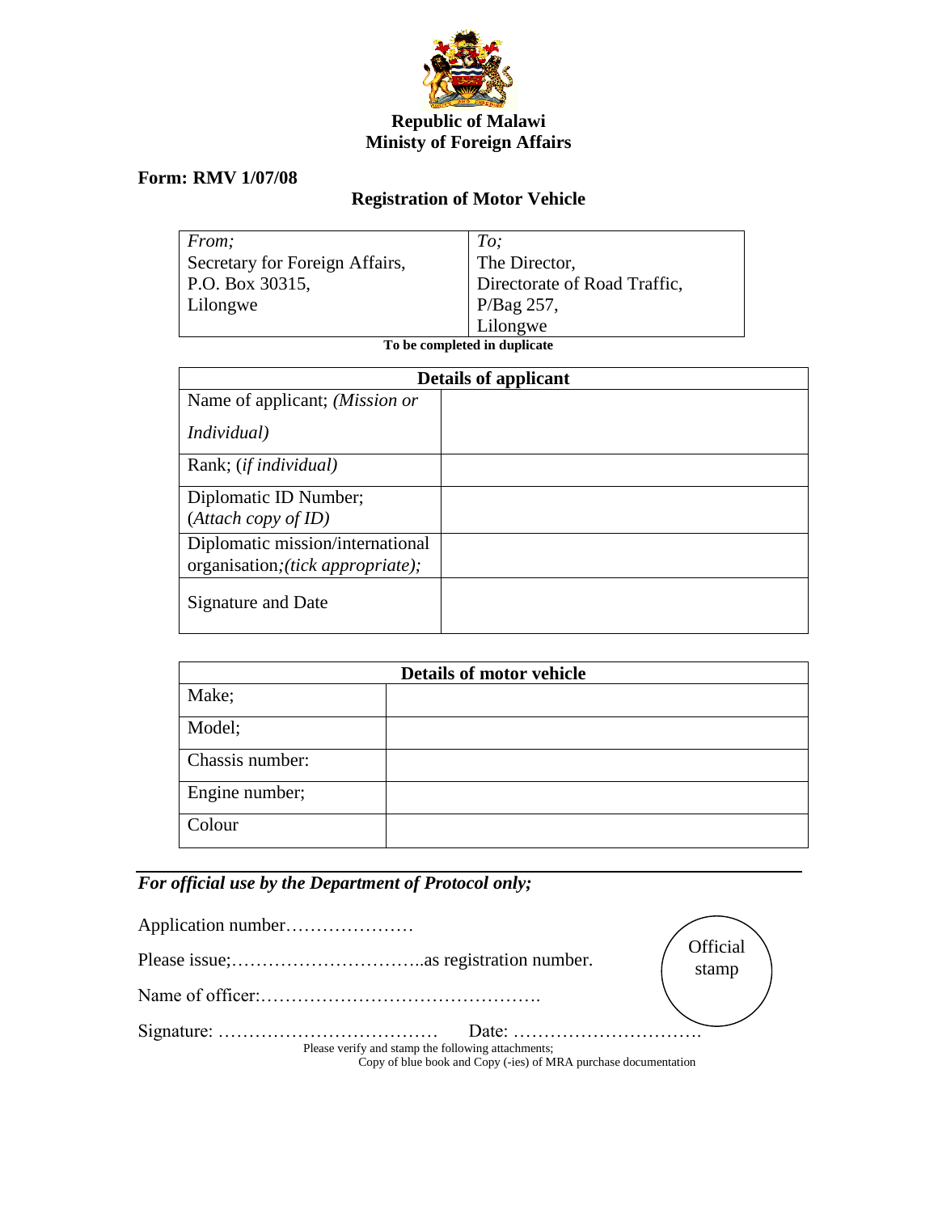**Republic of Malawi**
**Ministy of Foreign Affairs**

**Form: RMV 1/07/08**

## Registration of Motor Vehicle

| *From;* | *To;* |
|---|---|
| Secretary for Foreign Affairs, | The Director, |
| P.O. Box 30315, | Directorate of Road Traffic, |
| Lilongwe | P/Bag 257, |
| | Lilongwe |

**To be completed in duplicate**

| **Details of applicant** | |
|---|---|
| Name of applicant; *(Mission or Individual)* | |
| Rank; (*if individual)* | |
| Diplomatic ID Number; (*Attach copy of ID)* | |
| Diplomatic mission/international organisation*;(tick appropriate);* | |
| Signature and Date | |

| **Details of motor vehicle** | |
|---|---|
| Make; | |
| Model; | |
| Chassis number: | |
| Engine number; | |
| Colour | |

***For official use by the Department of Protocol only;***

Application number…………………

Please issue;…………………………..as registration number.

Name of officer:……………………………………….

Signature: ……………………………… Date: ………………………….

Official stamp

Please verify and stamp the following attachments;
Copy of blue book and Copy (-ies) of MRA purchase documentation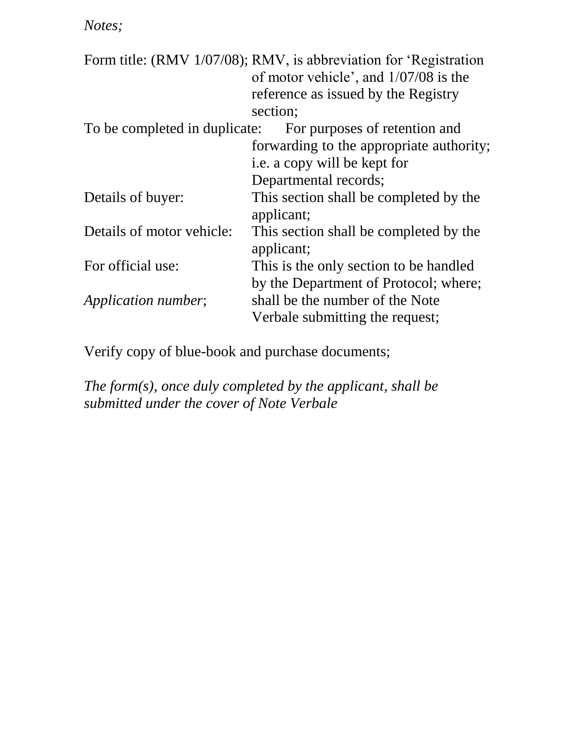*Notes;*

| | |
|---|---|
| Form title: (RMV 1/07/08); | RMV, is abbreviation for 'Registration of motor vehicle', and 1/07/08 is the reference as issued by the Registry section; |
| To be completed in duplicate: | For purposes of retention and forwarding to the appropriate authority; i.e. a copy will be kept for Departmental records; |
| Details of buyer: | This section shall be completed by the applicant; |
| Details of motor vehicle: | This section shall be completed by the applicant; |
| For official use: | This is the only section to be handled by the Department of Protocol; where; |
| *Application number*; | shall be the number of the Note Verbale submitting the request; |

Verify copy of blue-book and purchase documents;

*The form(s), once duly completed by the applicant, shall be submitted under the cover of Note Verbale*